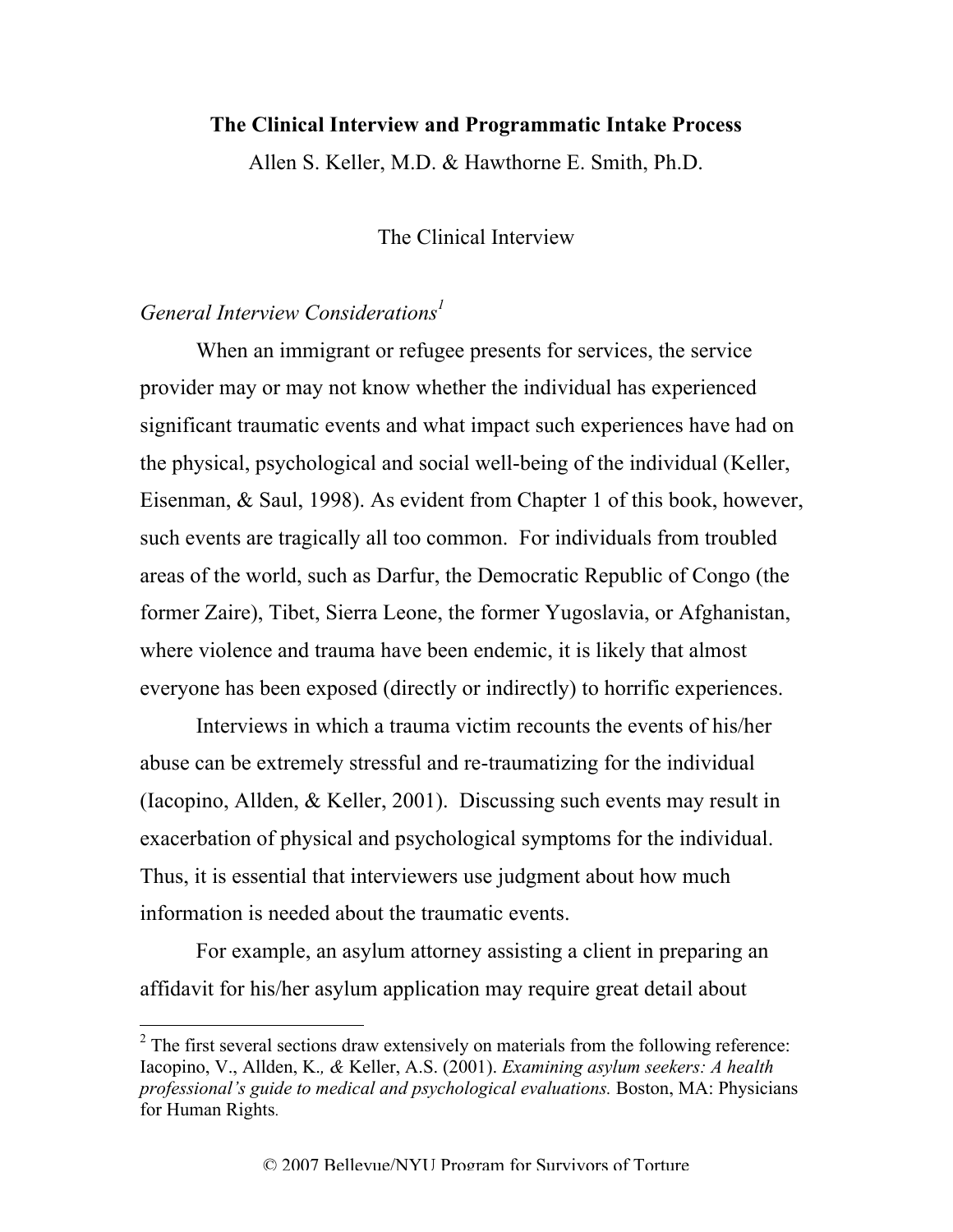# The Clinical Interview and Programmatic Intake Process

Allen S. Keller, M.D. & Hawthorne E. Smith, Ph.D.

## The Clinical Interview

### *General Interview Considerations*[1]

When an immigrant or refugee presents for services, the service provider may or may not know whether the individual has experienced significant traumatic events and what impact such experiences have had on the physical, psychological and social well-being of the individual (Keller, Eisenman, & Saul, 1998). As evident from Chapter 1 of this book, however, such events are tragically all too common. For individuals from troubled areas of the world, such as Darfur, the Democratic Republic of Congo (the former Zaire), Tibet, Sierra Leone, the former Yugoslavia, or Afghanistan, where violence and trauma have been endemic, it is likely that almost everyone has been exposed (directly or indirectly) to horrific experiences.

Interviews in which a trauma victim recounts the events of his/her abuse can be extremely stressful and re-traumatizing for the individual (Iacopino, Allden, & Keller, 2001). Discussing such events may result in exacerbation of physical and psychological symptoms for the individual. Thus, it is essential that interviewers use judgment about how much information is needed about the traumatic events.

For example, an asylum attorney assisting a client in preparing an affidavit for his/her asylum application may require great detail about

---

[2] The first several sections draw extensively on materials from the following reference: Iacopino, V., Allden, K., & Keller, A.S. (2001). *Examining asylum seekers: A health professional's guide to medical and psychological evaluations.* Boston, MA: Physicians for Human Rights.

© 2007 Bellevue/NYU Program for Survivors of Torture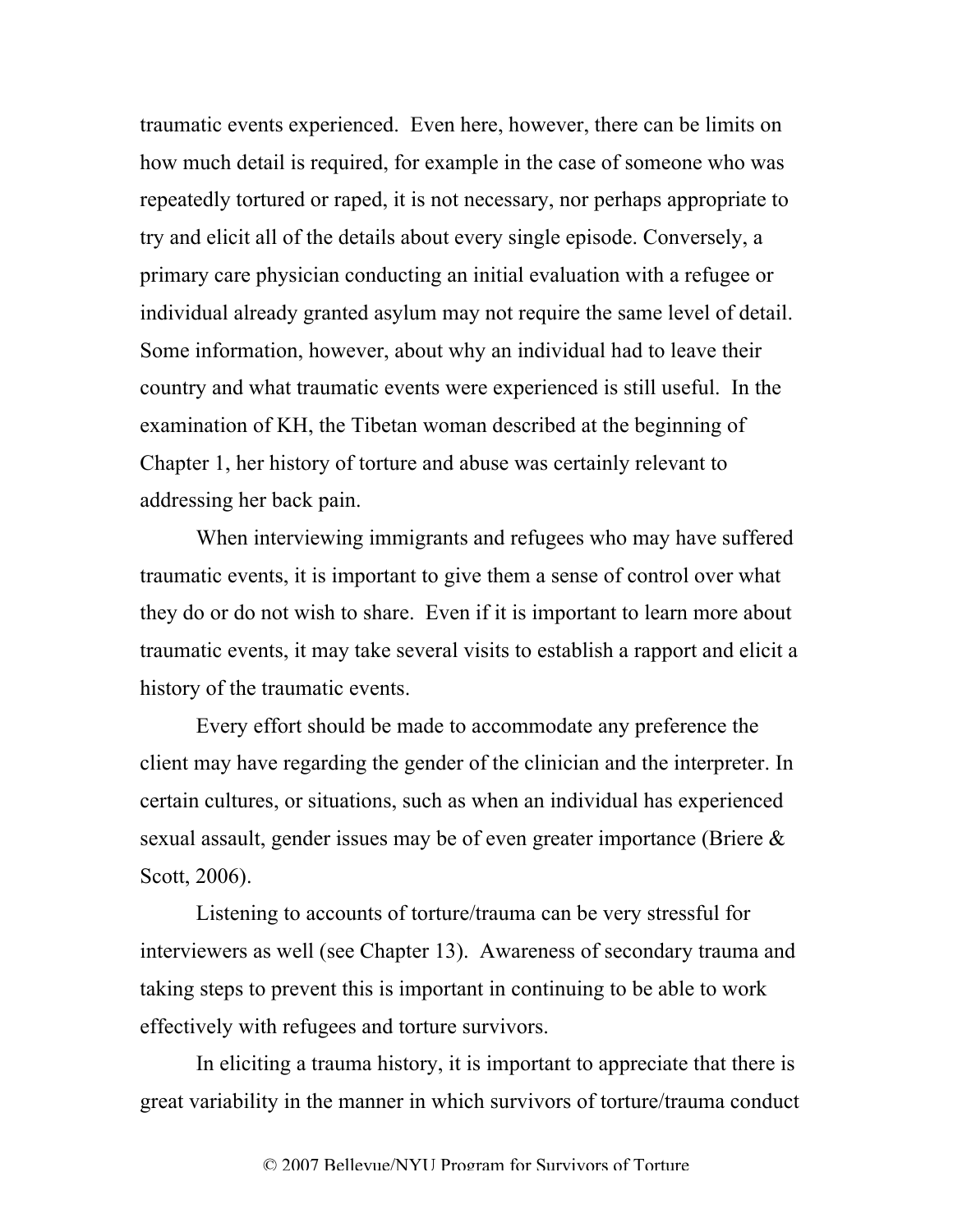traumatic events experienced. Even here, however, there can be limits on how much detail is required, for example in the case of someone who was repeatedly tortured or raped, it is not necessary, nor perhaps appropriate to try and elicit all of the details about every single episode. Conversely, a primary care physician conducting an initial evaluation with a refugee or individual already granted asylum may not require the same level of detail. Some information, however, about why an individual had to leave their country and what traumatic events were experienced is still useful. In the examination of KH, the Tibetan woman described at the beginning of Chapter 1, her history of torture and abuse was certainly relevant to addressing her back pain.

When interviewing immigrants and refugees who may have suffered traumatic events, it is important to give them a sense of control over what they do or do not wish to share. Even if it is important to learn more about traumatic events, it may take several visits to establish a rapport and elicit a history of the traumatic events.

Every effort should be made to accommodate any preference the client may have regarding the gender of the clinician and the interpreter. In certain cultures, or situations, such as when an individual has experienced sexual assault, gender issues may be of even greater importance (Briere & Scott, 2006).

Listening to accounts of torture/trauma can be very stressful for interviewers as well (see Chapter 13). Awareness of secondary trauma and taking steps to prevent this is important in continuing to be able to work effectively with refugees and torture survivors.

In eliciting a trauma history, it is important to appreciate that there is great variability in the manner in which survivors of torture/trauma conduct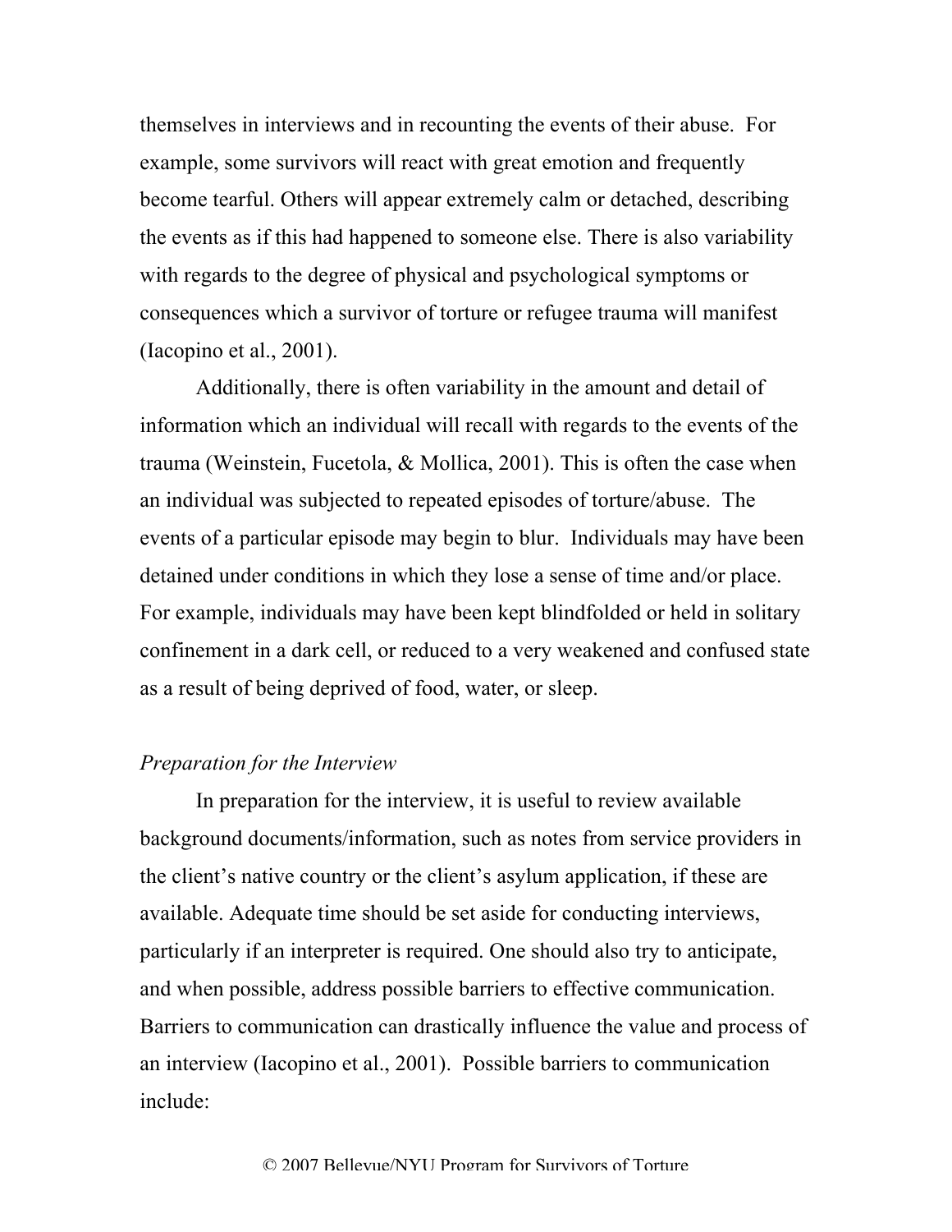themselves in interviews and in recounting the events of their abuse. For example, some survivors will react with great emotion and frequently become tearful. Others will appear extremely calm or detached, describing the events as if this had happened to someone else. There is also variability with regards to the degree of physical and psychological symptoms or consequences which a survivor of torture or refugee trauma will manifest (Iacopino et al., 2001).

Additionally, there is often variability in the amount and detail of information which an individual will recall with regards to the events of the trauma (Weinstein, Fucetola, & Mollica, 2001). This is often the case when an individual was subjected to repeated episodes of torture/abuse. The events of a particular episode may begin to blur. Individuals may have been detained under conditions in which they lose a sense of time and/or place. For example, individuals may have been kept blindfolded or held in solitary confinement in a dark cell, or reduced to a very weakened and confused state as a result of being deprived of food, water, or sleep.

*Preparation for the Interview*

In preparation for the interview, it is useful to review available background documents/information, such as notes from service providers in the client's native country or the client's asylum application, if these are available. Adequate time should be set aside for conducting interviews, particularly if an interpreter is required. One should also try to anticipate, and when possible, address possible barriers to effective communication. Barriers to communication can drastically influence the value and process of an interview (Iacopino et al., 2001). Possible barriers to communication include: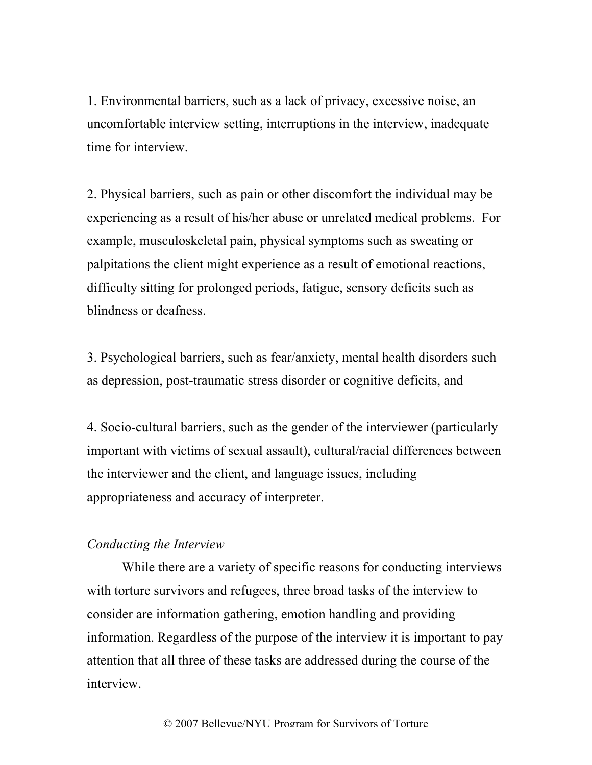1. Environmental barriers, such as a lack of privacy, excessive noise, an uncomfortable interview setting, interruptions in the interview, inadequate time for interview.

2. Physical barriers, such as pain or other discomfort the individual may be experiencing as a result of his/her abuse or unrelated medical problems. For example, musculoskeletal pain, physical symptoms such as sweating or palpitations the client might experience as a result of emotional reactions, difficulty sitting for prolonged periods, fatigue, sensory deficits such as blindness or deafness.

3. Psychological barriers, such as fear/anxiety, mental health disorders such as depression, post-traumatic stress disorder or cognitive deficits, and

4. Socio-cultural barriers, such as the gender of the interviewer (particularly important with victims of sexual assault), cultural/racial differences between the interviewer and the client, and language issues, including appropriateness and accuracy of interpreter.

*Conducting the Interview*

While there are a variety of specific reasons for conducting interviews with torture survivors and refugees, three broad tasks of the interview to consider are information gathering, emotion handling and providing information. Regardless of the purpose of the interview it is important to pay attention that all three of these tasks are addressed during the course of the interview.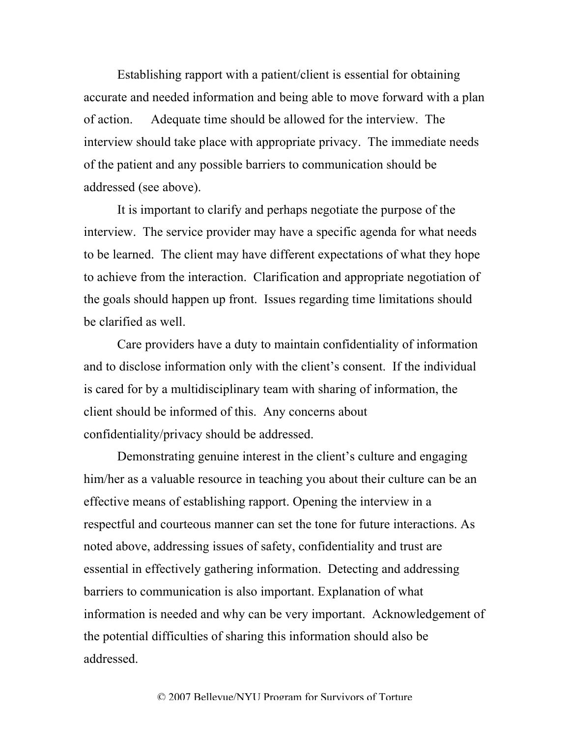Establishing rapport with a patient/client is essential for obtaining accurate and needed information and being able to move forward with a plan of action. Adequate time should be allowed for the interview. The interview should take place with appropriate privacy. The immediate needs of the patient and any possible barriers to communication should be addressed (see above).

It is important to clarify and perhaps negotiate the purpose of the interview. The service provider may have a specific agenda for what needs to be learned. The client may have different expectations of what they hope to achieve from the interaction. Clarification and appropriate negotiation of the goals should happen up front. Issues regarding time limitations should be clarified as well.

Care providers have a duty to maintain confidentiality of information and to disclose information only with the client's consent. If the individual is cared for by a multidisciplinary team with sharing of information, the client should be informed of this. Any concerns about confidentiality/privacy should be addressed.

Demonstrating genuine interest in the client's culture and engaging him/her as a valuable resource in teaching you about their culture can be an effective means of establishing rapport. Opening the interview in a respectful and courteous manner can set the tone for future interactions. As noted above, addressing issues of safety, confidentiality and trust are essential in effectively gathering information. Detecting and addressing barriers to communication is also important. Explanation of what information is needed and why can be very important. Acknowledgement of the potential difficulties of sharing this information should also be addressed.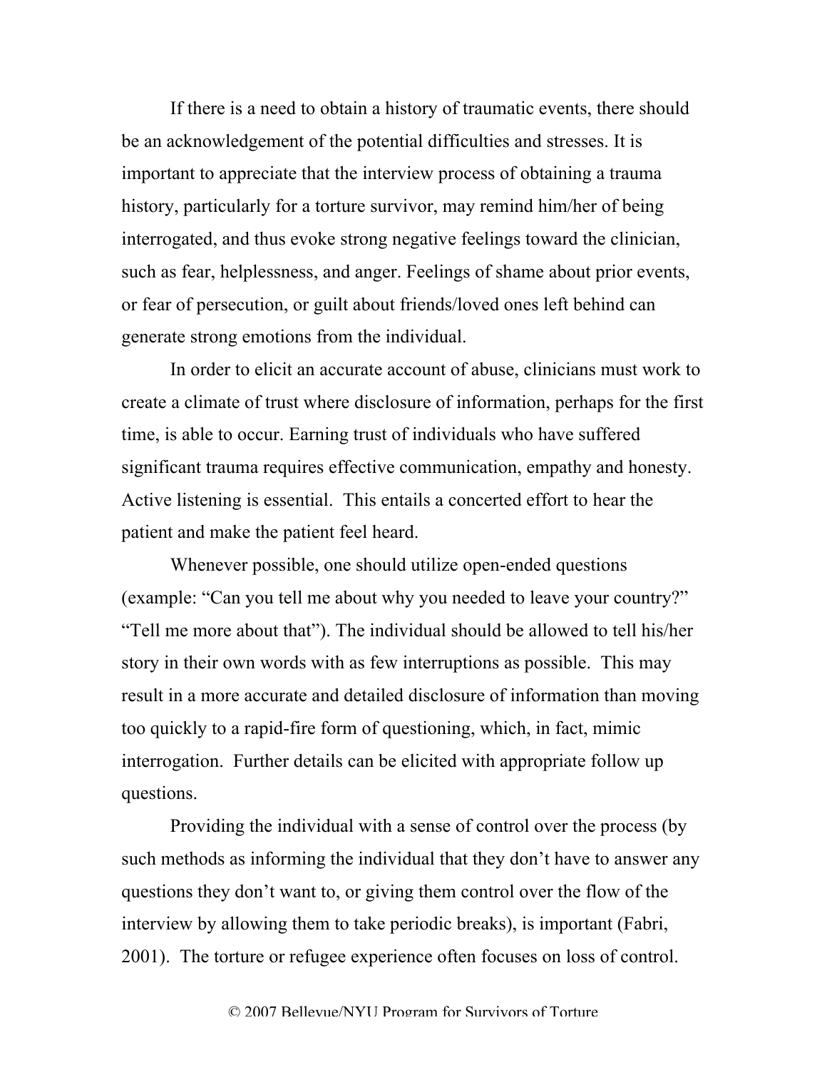If there is a need to obtain a history of traumatic events, there should be an acknowledgement of the potential difficulties and stresses. It is important to appreciate that the interview process of obtaining a trauma history, particularly for a torture survivor, may remind him/her of being interrogated, and thus evoke strong negative feelings toward the clinician, such as fear, helplessness, and anger. Feelings of shame about prior events, or fear of persecution, or guilt about friends/loved ones left behind can generate strong emotions from the individual.

In order to elicit an accurate account of abuse, clinicians must work to create a climate of trust where disclosure of information, perhaps for the first time, is able to occur. Earning trust of individuals who have suffered significant trauma requires effective communication, empathy and honesty. Active listening is essential. This entails a concerted effort to hear the patient and make the patient feel heard.

Whenever possible, one should utilize open-ended questions (example: “Can you tell me about why you needed to leave your country?” “Tell me more about that”). The individual should be allowed to tell his/her story in their own words with as few interruptions as possible. This may result in a more accurate and detailed disclosure of information than moving too quickly to a rapid-fire form of questioning, which, in fact, mimic interrogation. Further details can be elicited with appropriate follow up questions.

Providing the individual with a sense of control over the process (by such methods as informing the individual that they don’t have to answer any questions they don’t want to, or giving them control over the flow of the interview by allowing them to take periodic breaks), is important (Fabri, 2001). The torture or refugee experience often focuses on loss of control.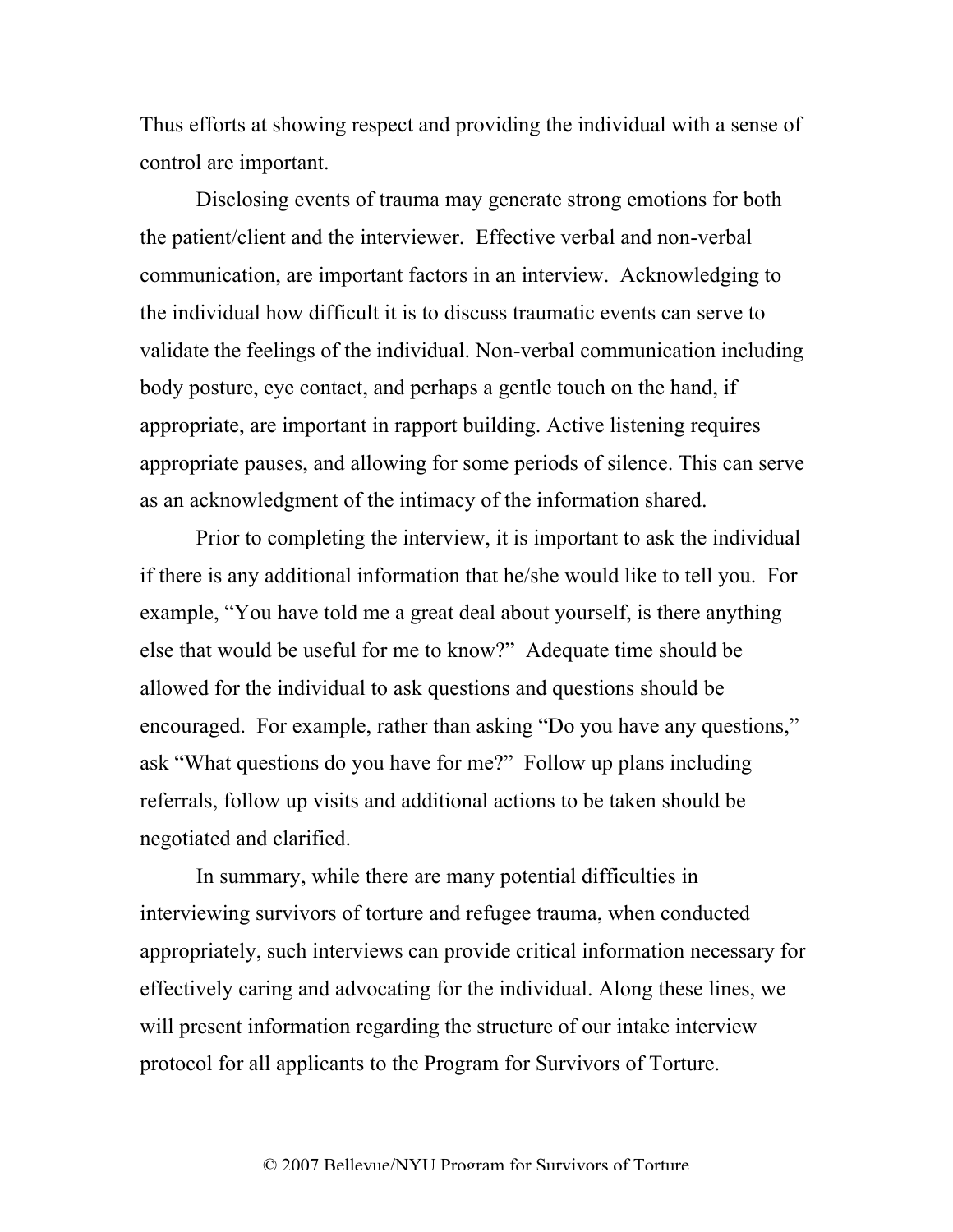Thus efforts at showing respect and providing the individual with a sense of control are important.

Disclosing events of trauma may generate strong emotions for both the patient/client and the interviewer. Effective verbal and non-verbal communication, are important factors in an interview. Acknowledging to the individual how difficult it is to discuss traumatic events can serve to validate the feelings of the individual. Non-verbal communication including body posture, eye contact, and perhaps a gentle touch on the hand, if appropriate, are important in rapport building. Active listening requires appropriate pauses, and allowing for some periods of silence. This can serve as an acknowledgment of the intimacy of the information shared.

Prior to completing the interview, it is important to ask the individual if there is any additional information that he/she would like to tell you. For example, "You have told me a great deal about yourself, is there anything else that would be useful for me to know?" Adequate time should be allowed for the individual to ask questions and questions should be encouraged. For example, rather than asking "Do you have any questions," ask "What questions do you have for me?" Follow up plans including referrals, follow up visits and additional actions to be taken should be negotiated and clarified.

In summary, while there are many potential difficulties in interviewing survivors of torture and refugee trauma, when conducted appropriately, such interviews can provide critical information necessary for effectively caring and advocating for the individual. Along these lines, we will present information regarding the structure of our intake interview protocol for all applicants to the Program for Survivors of Torture.